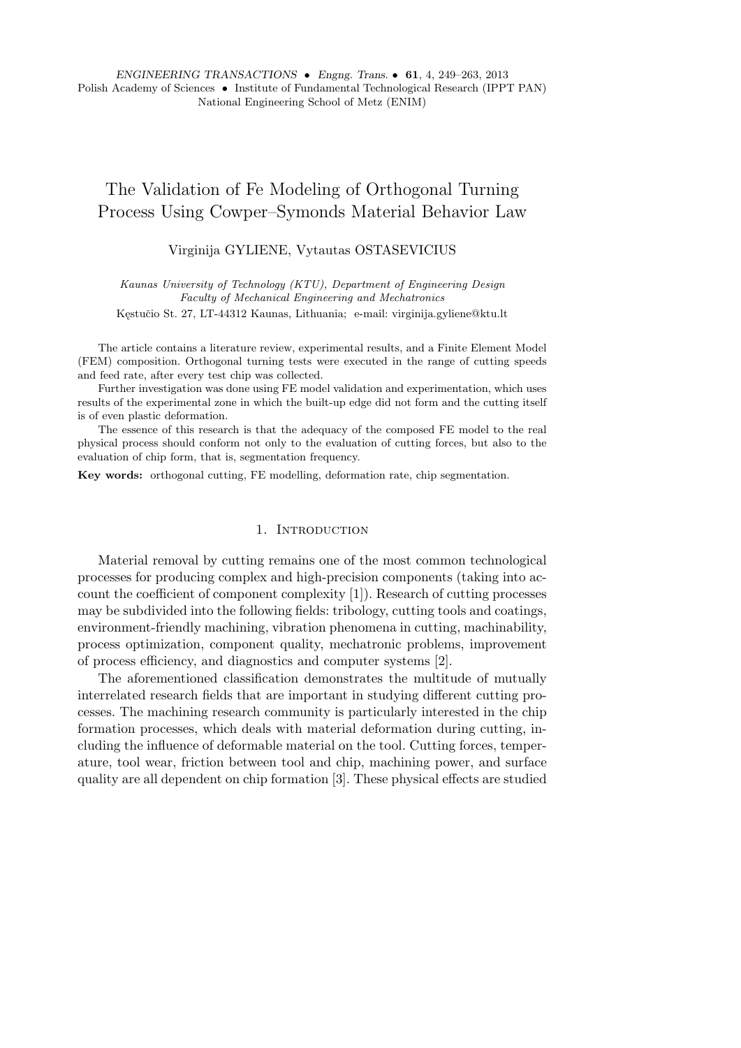# The Validation of Fe Modeling of Orthogonal Turning Process Using Cowper–Symonds Material Behavior Law

Virginija GYLIENE, Vytautas OSTASEVICIUS

*Kaunas University of Technology (KTU), Department of Engineering Design*
*Faculty of Mechanical Engineering and Mechatronics*
Kęstučio St. 27, LT-44312 Kaunas, Lithuania; e-mail: virginija.gyliene@ktu.lt

The article contains a literature review, experimental results, and a Finite Element Model (FEM) composition. Orthogonal turning tests were executed in the range of cutting speeds and feed rate, after every test chip was collected.

Further investigation was done using FE model validation and experimentation, which uses results of the experimental zone in which the built-up edge did not form and the cutting itself is of even plastic deformation.

The essence of this research is that the adequacy of the composed FE model to the real physical process should conform not only to the evaluation of cutting forces, but also to the evaluation of chip form, that is, segmentation frequency.

**Key words:** orthogonal cutting, FE modelling, deformation rate, chip segmentation.

## 1. Introduction

Material removal by cutting remains one of the most common technological processes for producing complex and high-precision components (taking into account the coefficient of component complexity [1]). Research of cutting processes may be subdivided into the following fields: tribology, cutting tools and coatings, environment-friendly machining, vibration phenomena in cutting, machinability, process optimization, component quality, mechatronic problems, improvement of process efficiency, and diagnostics and computer systems [2].

The aforementioned classification demonstrates the multitude of mutually interrelated research fields that are important in studying different cutting processes. The machining research community is particularly interested in the chip formation processes, which deals with material deformation during cutting, including the influence of deformable material on the tool. Cutting forces, temperature, tool wear, friction between tool and chip, machining power, and surface quality are all dependent on chip formation [3]. These physical effects are studied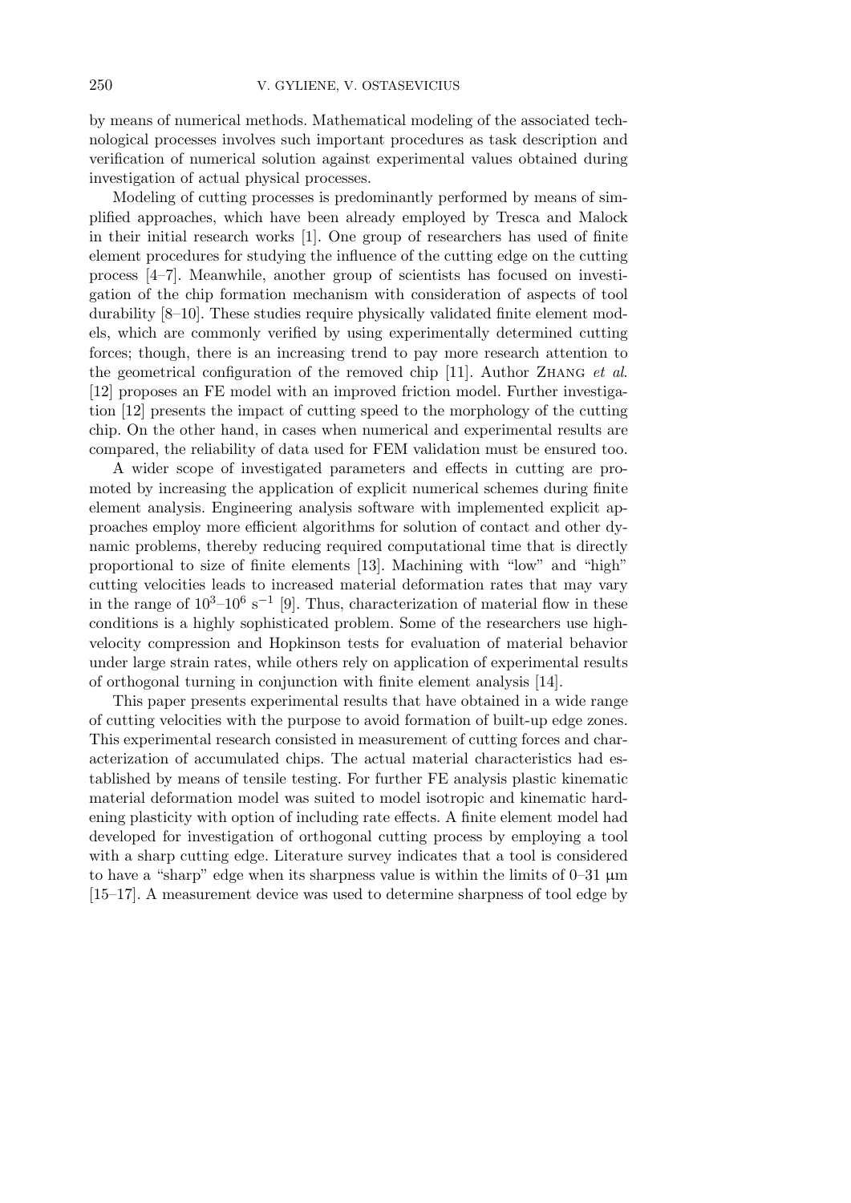by means of numerical methods. Mathematical modeling of the associated technological processes involves such important procedures as task description and verification of numerical solution against experimental values obtained during investigation of actual physical processes.

Modeling of cutting processes is predominantly performed by means of simplified approaches, which have been already employed by Tresca and Malock in their initial research works [1]. One group of researchers has used of finite element procedures for studying the influence of the cutting edge on the cutting process [4–7]. Meanwhile, another group of scientists has focused on investigation of the chip formation mechanism with consideration of aspects of tool durability [8–10]. These studies require physically validated finite element models, which are commonly verified by using experimentally determined cutting forces; though, there is an increasing trend to pay more research attention to the geometrical configuration of the removed chip [11]. Author Zhang *et al.* [12] proposes an FE model with an improved friction model. Further investigation [12] presents the impact of cutting speed to the morphology of the cutting chip. On the other hand, in cases when numerical and experimental results are compared, the reliability of data used for FEM validation must be ensured too.

A wider scope of investigated parameters and effects in cutting are promoted by increasing the application of explicit numerical schemes during finite element analysis. Engineering analysis software with implemented explicit approaches employ more efficient algorithms for solution of contact and other dynamic problems, thereby reducing required computational time that is directly proportional to size of finite elements [13]. Machining with "low" and "high" cutting velocities leads to increased material deformation rates that may vary in the range of $10^3$–$10^6$ $\text{s}^{-1}$ [9]. Thus, characterization of material flow in these conditions is a highly sophisticated problem. Some of the researchers use high-velocity compression and Hopkinson tests for evaluation of material behavior under large strain rates, while others rely on application of experimental results of orthogonal turning in conjunction with finite element analysis [14].

This paper presents experimental results that have obtained in a wide range of cutting velocities with the purpose to avoid formation of built-up edge zones. This experimental research consisted in measurement of cutting forces and characterization of accumulated chips. The actual material characteristics had established by means of tensile testing. For further FE analysis plastic kinematic material deformation model was suited to model isotropic and kinematic hardening plasticity with option of including rate effects. A finite element model had developed for investigation of orthogonal cutting process by employing a tool with a sharp cutting edge. Literature survey indicates that a tool is considered to have a "sharp" edge when its sharpness value is within the limits of 0–31 μm [15–17]. A measurement device was used to determine sharpness of tool edge by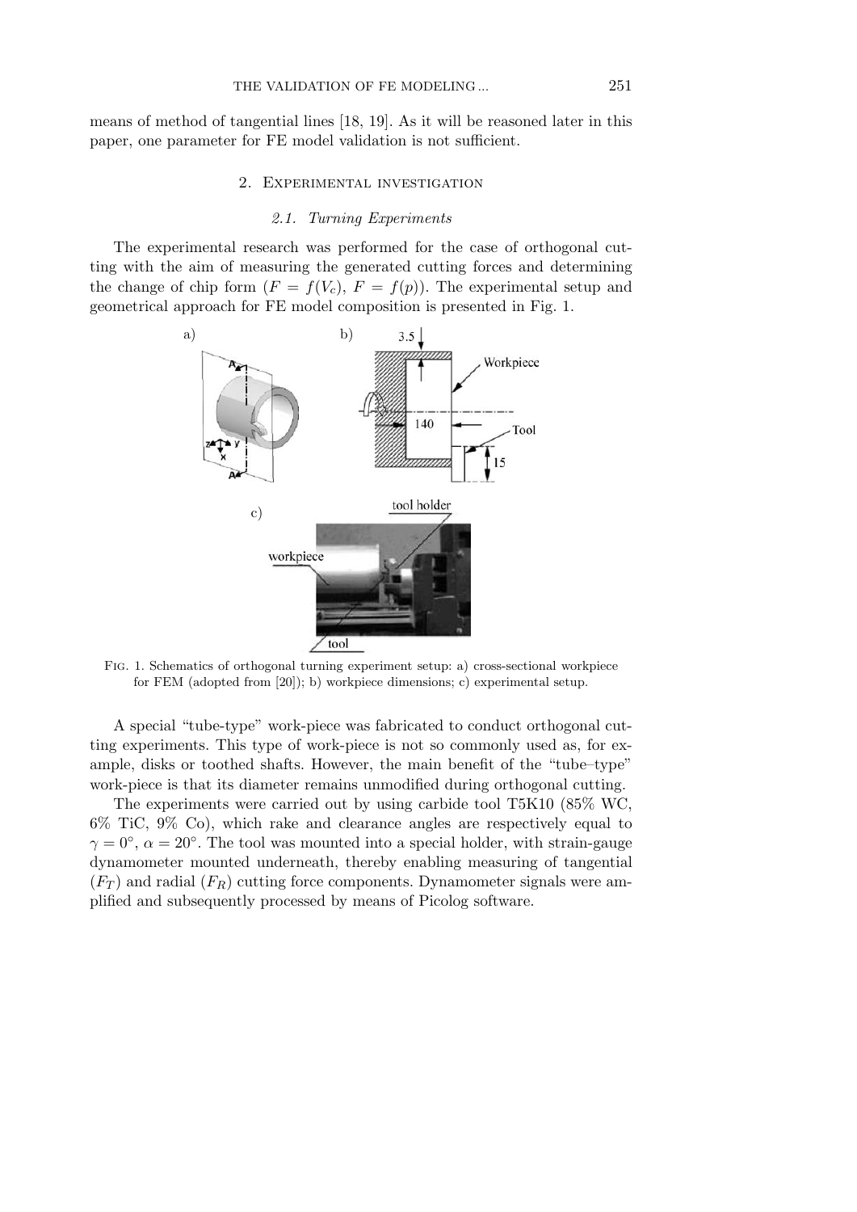means of method of tangential lines [18, 19]. As it will be reasoned later in this paper, one parameter for FE model validation is not sufficient.

## 2. Experimental investigation

### 2.1. Turning Experiments

The experimental research was performed for the case of orthogonal cutting with the aim of measuring the generated cutting forces and determining the change of chip form ($F = f(V_c)$, $F = f(p)$). The experimental setup and geometrical approach for FE model composition is presented in Fig. 1.

Fig. 1. Schematics of orthogonal turning experiment setup: a) cross-sectional workpiece for FEM (adopted from [20]); b) workpiece dimensions; c) experimental setup.

A special "tube-type" work-piece was fabricated to conduct orthogonal cutting experiments. This type of work-piece is not so commonly used as, for example, disks or toothed shafts. However, the main benefit of the "tube–type" work-piece is that its diameter remains unmodified during orthogonal cutting.

The experiments were carried out by using carbide tool T5K10 (85% WC, 6% TiC, 9% Co), which rake and clearance angles are respectively equal to $\gamma = 0°$, $\alpha = 20°$. The tool was mounted into a special holder, with strain-gauge dynamometer mounted underneath, thereby enabling measuring of tangential ($F_T$) and radial ($F_R$) cutting force components. Dynamometer signals were amplified and subsequently processed by means of Picolog software.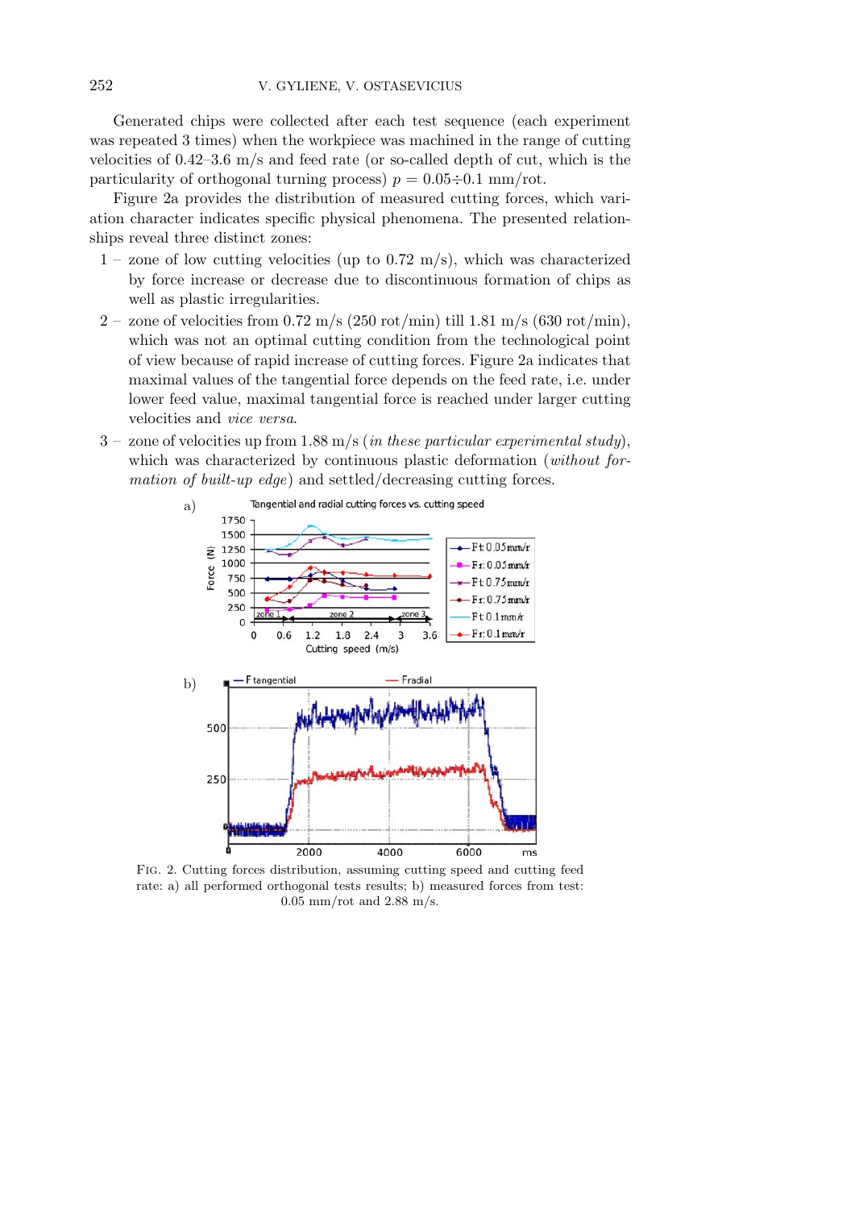Generated chips were collected after each test sequence (each experiment was repeated 3 times) when the workpiece was machined in the range of cutting velocities of 0.42–3.6 m/s and feed rate (or so-called depth of cut, which is the particularity of orthogonal turning process) $p = 0.05 \div 0.1$ mm/rot.

Figure 2a provides the distribution of measured cutting forces, which variation character indicates specific physical phenomena. The presented relationships reveal three distinct zones:

1 – zone of low cutting velocities (up to 0.72 m/s), which was characterized by force increase or decrease due to discontinuous formation of chips as well as plastic irregularities.

2 – zone of velocities from 0.72 m/s (250 rot/min) till 1.81 m/s (630 rot/min), which was not an optimal cutting condition from the technological point of view because of rapid increase of cutting forces. Figure 2a indicates that maximal values of the tangential force depends on the feed rate, i.e. under lower feed value, maximal tangential force is reached under larger cutting velocities and *vice versa*.

3 – zone of velocities up from 1.88 m/s (*in these particular experimental study*), which was characterized by continuous plastic deformation (*without formation of built-up edge*) and settled/decreasing cutting forces.

Fig. 2. Cutting forces distribution, assuming cutting speed and cutting feed rate: a) all performed orthogonal tests results; b) measured forces from test: 0.05 mm/rot and 2.88 m/s.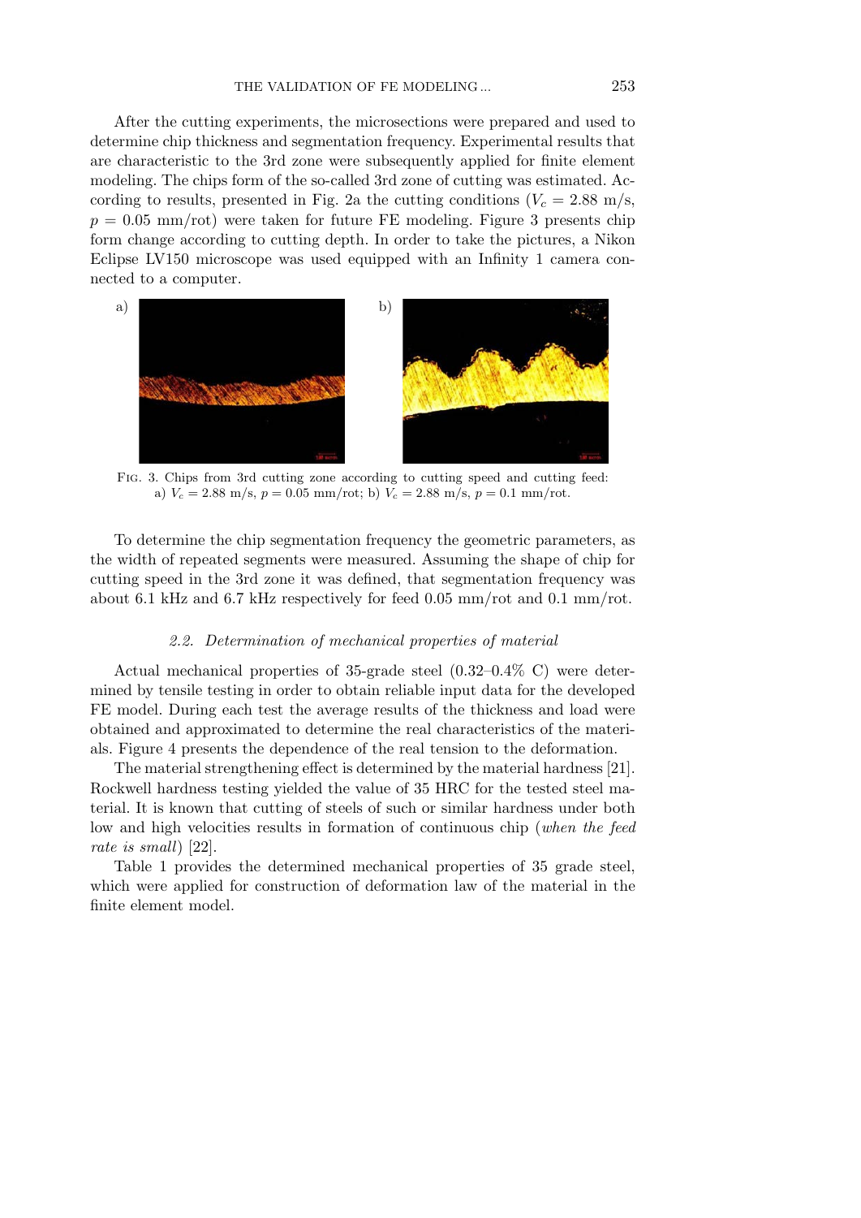After the cutting experiments, the microsections were prepared and used to determine chip thickness and segmentation frequency. Experimental results that are characteristic to the 3rd zone were subsequently applied for finite element modeling. The chips form of the so-called 3rd zone of cutting was estimated. According to results, presented in Fig. 2a the cutting conditions ($V_c = 2.88$ m/s, $p = 0.05$ mm/rot) were taken for future FE modeling. Figure 3 presents chip form change according to cutting depth. In order to take the pictures, a Nikon Eclipse LV150 microscope was used equipped with an Infinity 1 camera connected to a computer.

Fig. 3. Chips from 3rd cutting zone according to cutting speed and cutting feed: a) $V_c = 2.88$ m/s, $p = 0.05$ mm/rot; b) $V_c = 2.88$ m/s, $p = 0.1$ mm/rot.

To determine the chip segmentation frequency the geometric parameters, as the width of repeated segments were measured. Assuming the shape of chip for cutting speed in the 3rd zone it was defined, that segmentation frequency was about 6.1 kHz and 6.7 kHz respectively for feed 0.05 mm/rot and 0.1 mm/rot.

### 2.2. *Determination of mechanical properties of material*

Actual mechanical properties of 35-grade steel (0.32–0.4% C) were determined by tensile testing in order to obtain reliable input data for the developed FE model. During each test the average results of the thickness and load were obtained and approximated to determine the real characteristics of the materials. Figure 4 presents the dependence of the real tension to the deformation.

The material strengthening effect is determined by the material hardness [21]. Rockwell hardness testing yielded the value of 35 HRC for the tested steel material. It is known that cutting of steels of such or similar hardness under both low and high velocities results in formation of continuous chip (*when the feed rate is small*) [22].

Table 1 provides the determined mechanical properties of 35 grade steel, which were applied for construction of deformation law of the material in the finite element model.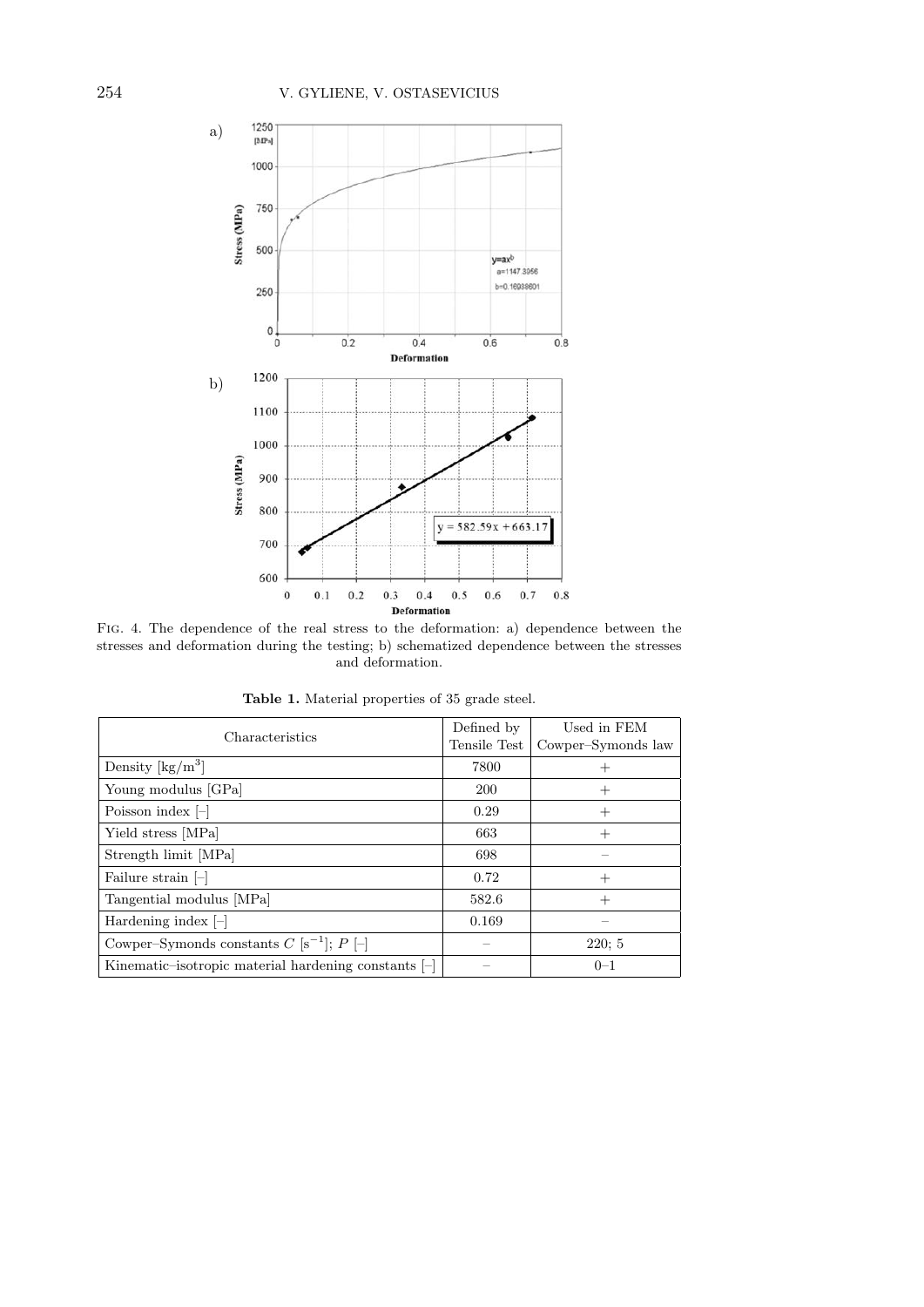Fig. 4. The dependence of the real stress to the deformation: a) dependence between the stresses and deformation during the testing; b) schematized dependence between the stresses and deformation.

**Table 1.** Material properties of 35 grade steel.

| Characteristics | Defined by Tensile Test | Used in FEM Cowper–Symonds law |
|---|---|---|
| Density [kg/m$^3$] | 7800 | + |
| Young modulus [GPa] | 200 | + |
| Poisson index [–] | 0.29 | + |
| Yield stress [MPa] | 663 | + |
| Strength limit [MPa] | 698 | – |
| Failure strain [–] | 0.72 | + |
| Tangential modulus [MPa] | 582.6 | + |
| Hardening index [–] | 0.169 | – |
| Cowper–Symonds constants $C$ [s$^{-1}$]; $P$ [–] | – | 220; 5 |
| Kinematic–isotropic material hardening constants [–] | – | 0–1 |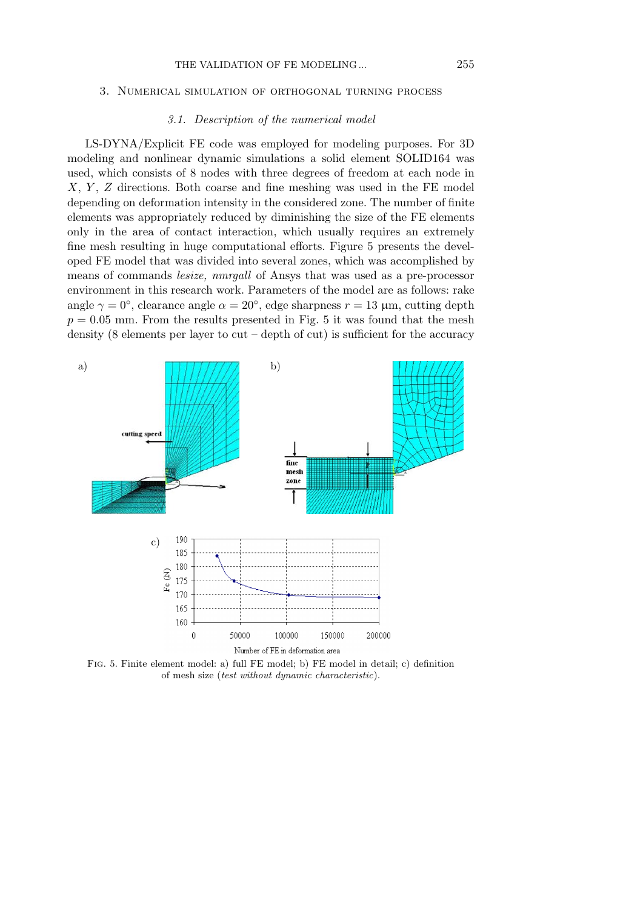## 3. Numerical simulation of orthogonal turning process

### 3.1. Description of the numerical model

LS-DYNA/Explicit FE code was employed for modeling purposes. For 3D modeling and nonlinear dynamic simulations a solid element SOLID164 was used, which consists of 8 nodes with three degrees of freedom at each node in $X$, $Y$, $Z$ directions. Both coarse and fine meshing was used in the FE model depending on deformation intensity in the considered zone. The number of finite elements was appropriately reduced by diminishing the size of the FE elements only in the area of contact interaction, which usually requires an extremely fine mesh resulting in huge computational efforts. Figure 5 presents the developed FE model that was divided into several zones, which was accomplished by means of commands *lesize, nmrgall* of Ansys that was used as a pre-processor environment in this research work. Parameters of the model are as follows: rake angle $\gamma = 0°$, clearance angle $\alpha = 20°$, edge sharpness $r = 13$ μm, cutting depth $p = 0.05$ mm. From the results presented in Fig. 5 it was found that the mesh density (8 elements per layer to cut – depth of cut) is sufficient for the accuracy

Fig. 5. Finite element model: a) full FE model; b) FE model in detail; c) definition of mesh size (*test without dynamic characteristic*).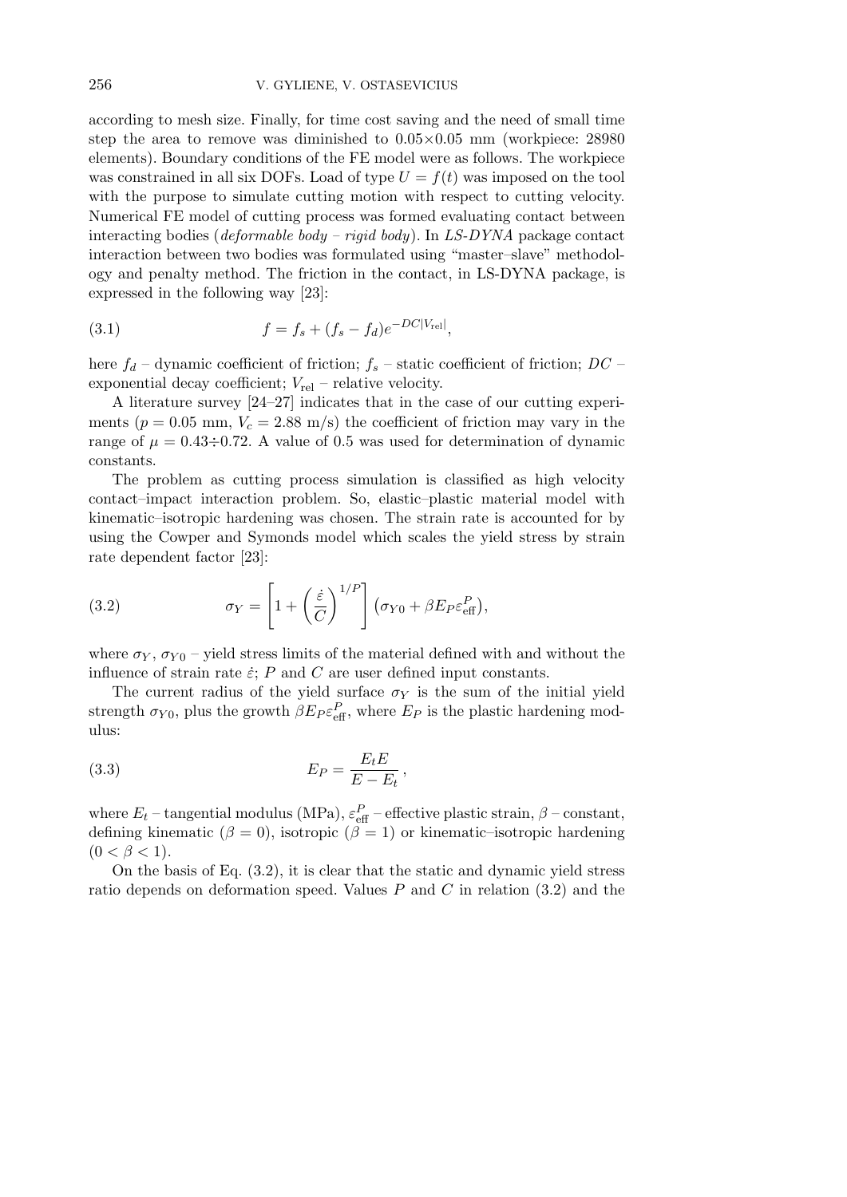according to mesh size. Finally, for time cost saving and the need of small time step the area to remove was diminished to 0.05×0.05 mm (workpiece: 28980 elements). Boundary conditions of the FE model were as follows. The workpiece was constrained in all six DOFs. Load of type $U = f(t)$ was imposed on the tool with the purpose to simulate cutting motion with respect to cutting velocity. Numerical FE model of cutting process was formed evaluating contact between interacting bodies (*deformable body – rigid body*). In *LS-DYNA* package contact interaction between two bodies was formulated using "master–slave" methodology and penalty method. The friction in the contact, in LS-DYNA package, is expressed in the following way [23]:

$$f = f_s + (f_s - f_d)e^{-DC|V_{\rm rel}|}, \tag{3.1}$$

here $f_d$ – dynamic coefficient of friction; $f_s$ – static coefficient of friction; $DC$ – exponential decay coefficient; $V_{\rm rel}$ – relative velocity.

A literature survey [24–27] indicates that in the case of our cutting experiments ($p = 0.05$ mm, $V_c = 2.88$ m/s) the coefficient of friction may vary in the range of $\mu = 0.43 \div 0.72$. A value of 0.5 was used for determination of dynamic constants.

The problem as cutting process simulation is classified as high velocity contact–impact interaction problem. So, elastic–plastic material model with kinematic–isotropic hardening was chosen. The strain rate is accounted for by using the Cowper and Symonds model which scales the yield stress by strain rate dependent factor [23]:

$$\sigma_Y = \left[1 + \left(\frac{\dot{\varepsilon}}{C}\right)^{1/P}\right]\left(\sigma_{Y0} + \beta E_P \varepsilon_{\rm eff}^P\right), \tag{3.2}$$

where $\sigma_Y$, $\sigma_{Y0}$ – yield stress limits of the material defined with and without the influence of strain rate $\dot{\varepsilon}$; $P$ and $C$ are user defined input constants.

The current radius of the yield surface $\sigma_Y$ is the sum of the initial yield strength $\sigma_{Y0}$, plus the growth $\beta E_P \varepsilon_{\rm eff}^P$, where $E_P$ is the plastic hardening modulus:

$$E_P = \frac{E_t E}{E - E_t}\,, \tag{3.3}$$

where $E_t$ – tangential modulus (MPa), $\varepsilon_{\rm eff}^P$ – effective plastic strain, $\beta$ – constant, defining kinematic ($\beta = 0$), isotropic ($\beta = 1$) or kinematic–isotropic hardening ($0 < \beta < 1$).

On the basis of Eq. (3.2), it is clear that the static and dynamic yield stress ratio depends on deformation speed. Values $P$ and $C$ in relation (3.2) and the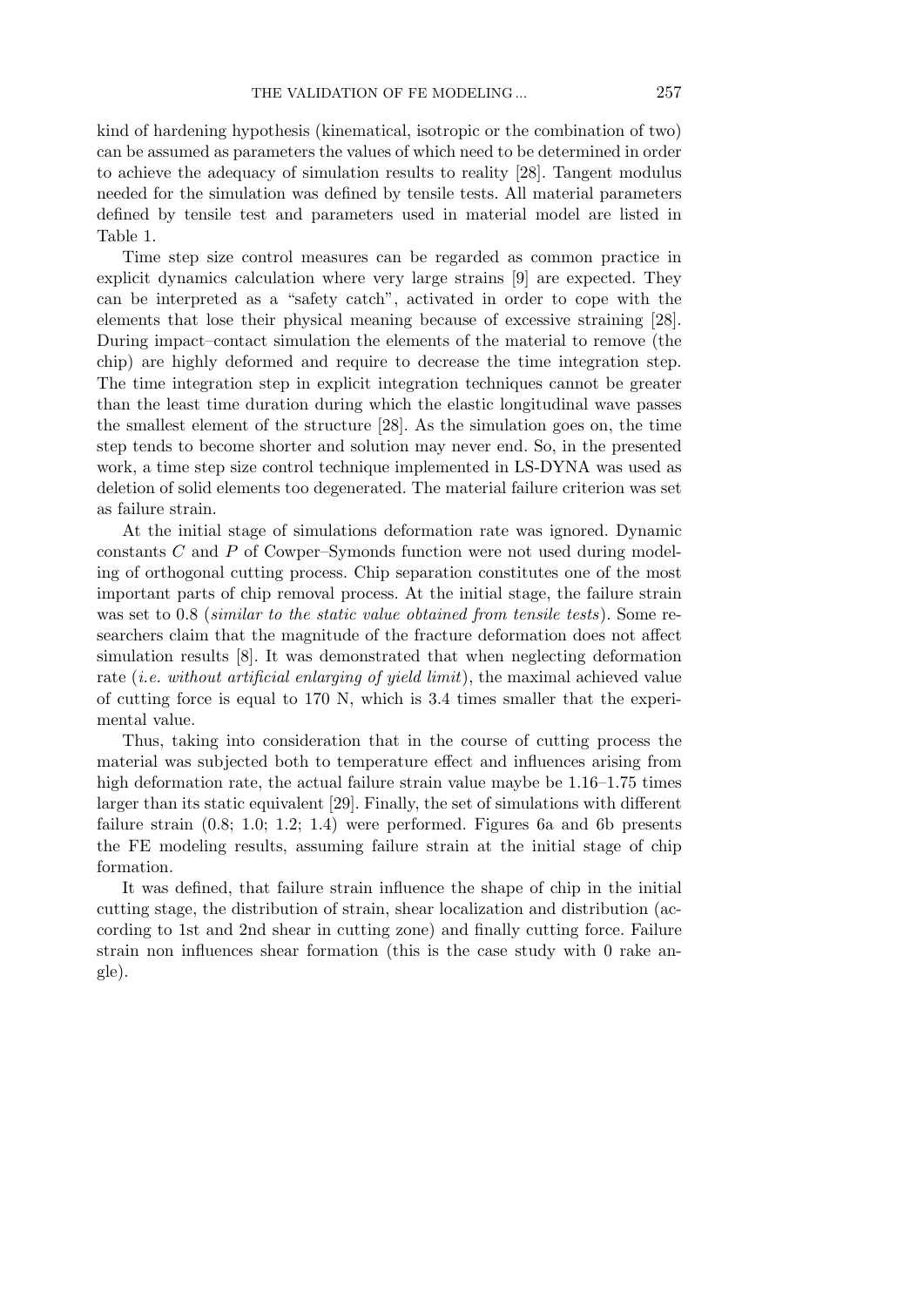kind of hardening hypothesis (kinematical, isotropic or the combination of two) can be assumed as parameters the values of which need to be determined in order to achieve the adequacy of simulation results to reality [28]. Tangent modulus needed for the simulation was defined by tensile tests. All material parameters defined by tensile test and parameters used in material model are listed in Table 1.

Time step size control measures can be regarded as common practice in explicit dynamics calculation where very large strains [9] are expected. They can be interpreted as a "safety catch", activated in order to cope with the elements that lose their physical meaning because of excessive straining [28]. During impact–contact simulation the elements of the material to remove (the chip) are highly deformed and require to decrease the time integration step. The time integration step in explicit integration techniques cannot be greater than the least time duration during which the elastic longitudinal wave passes the smallest element of the structure [28]. As the simulation goes on, the time step tends to become shorter and solution may never end. So, in the presented work, a time step size control technique implemented in LS-DYNA was used as deletion of solid elements too degenerated. The material failure criterion was set as failure strain.

At the initial stage of simulations deformation rate was ignored. Dynamic constants $C$ and $P$ of Cowper–Symonds function were not used during modeling of orthogonal cutting process. Chip separation constitutes one of the most important parts of chip removal process. At the initial stage, the failure strain was set to 0.8 (*similar to the static value obtained from tensile tests*). Some researchers claim that the magnitude of the fracture deformation does not affect simulation results [8]. It was demonstrated that when neglecting deformation rate (*i.e. without artificial enlarging of yield limit*), the maximal achieved value of cutting force is equal to 170 N, which is 3.4 times smaller that the experimental value.

Thus, taking into consideration that in the course of cutting process the material was subjected both to temperature effect and influences arising from high deformation rate, the actual failure strain value maybe be 1.16–1.75 times larger than its static equivalent [29]. Finally, the set of simulations with different failure strain (0.8; 1.0; 1.2; 1.4) were performed. Figures 6a and 6b presents the FE modeling results, assuming failure strain at the initial stage of chip formation.

It was defined, that failure strain influence the shape of chip in the initial cutting stage, the distribution of strain, shear localization and distribution (according to 1st and 2nd shear in cutting zone) and finally cutting force. Failure strain non influences shear formation (this is the case study with 0 rake angle).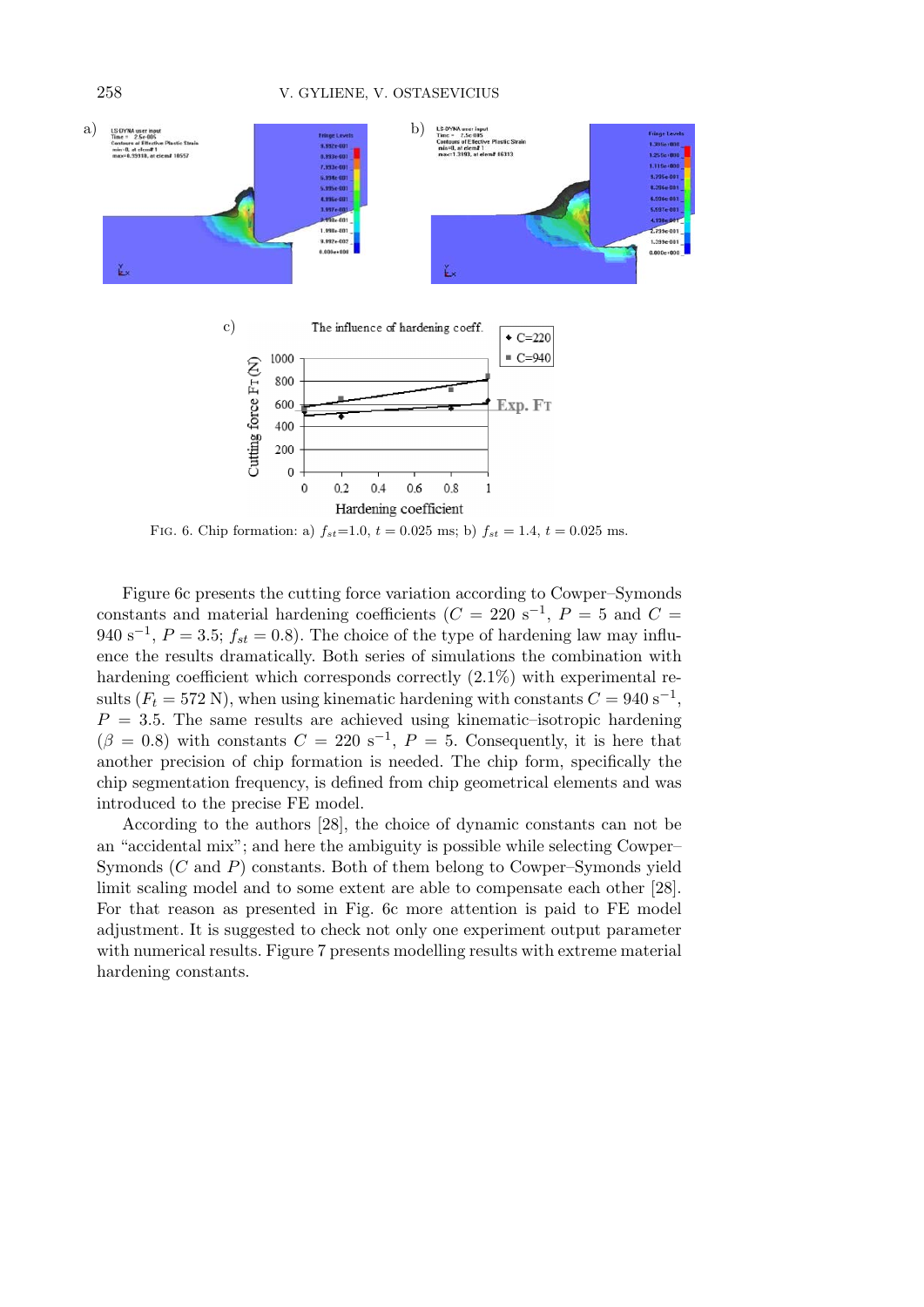FIG. 6. Chip formation: a) $f_{st}$=1.0, $t$ = 0.025 ms; b) $f_{st}$ = 1.4, $t$ = 0.025 ms.

Figure 6c presents the cutting force variation according to Cowper–Symonds constants and material hardening coefficients ($C$ = 220 s$^{-1}$, $P$ = 5 and $C$ = 940 s$^{-1}$, $P$ = 3.5; $f_{st}$ = 0.8). The choice of the type of hardening law may influence the results dramatically. Both series of simulations the combination with hardening coefficient which corresponds correctly (2.1%) with experimental results ($F_t$ = 572 N), when using kinematic hardening with constants $C$ = 940 s$^{-1}$, $P$ = 3.5. The same results are achieved using kinematic–isotropic hardening ($\beta$ = 0.8) with constants $C$ = 220 s$^{-1}$, $P$ = 5. Consequently, it is here that another precision of chip formation is needed. The chip form, specifically the chip segmentation frequency, is defined from chip geometrical elements and was introduced to the precise FE model.

According to the authors [28], the choice of dynamic constants can not be an "accidental mix"; and here the ambiguity is possible while selecting Cowper–Symonds ($C$ and $P$) constants. Both of them belong to Cowper–Symonds yield limit scaling model and to some extent are able to compensate each other [28]. For that reason as presented in Fig. 6c more attention is paid to FE model adjustment. It is suggested to check not only one experiment output parameter with numerical results. Figure 7 presents modelling results with extreme material hardening constants.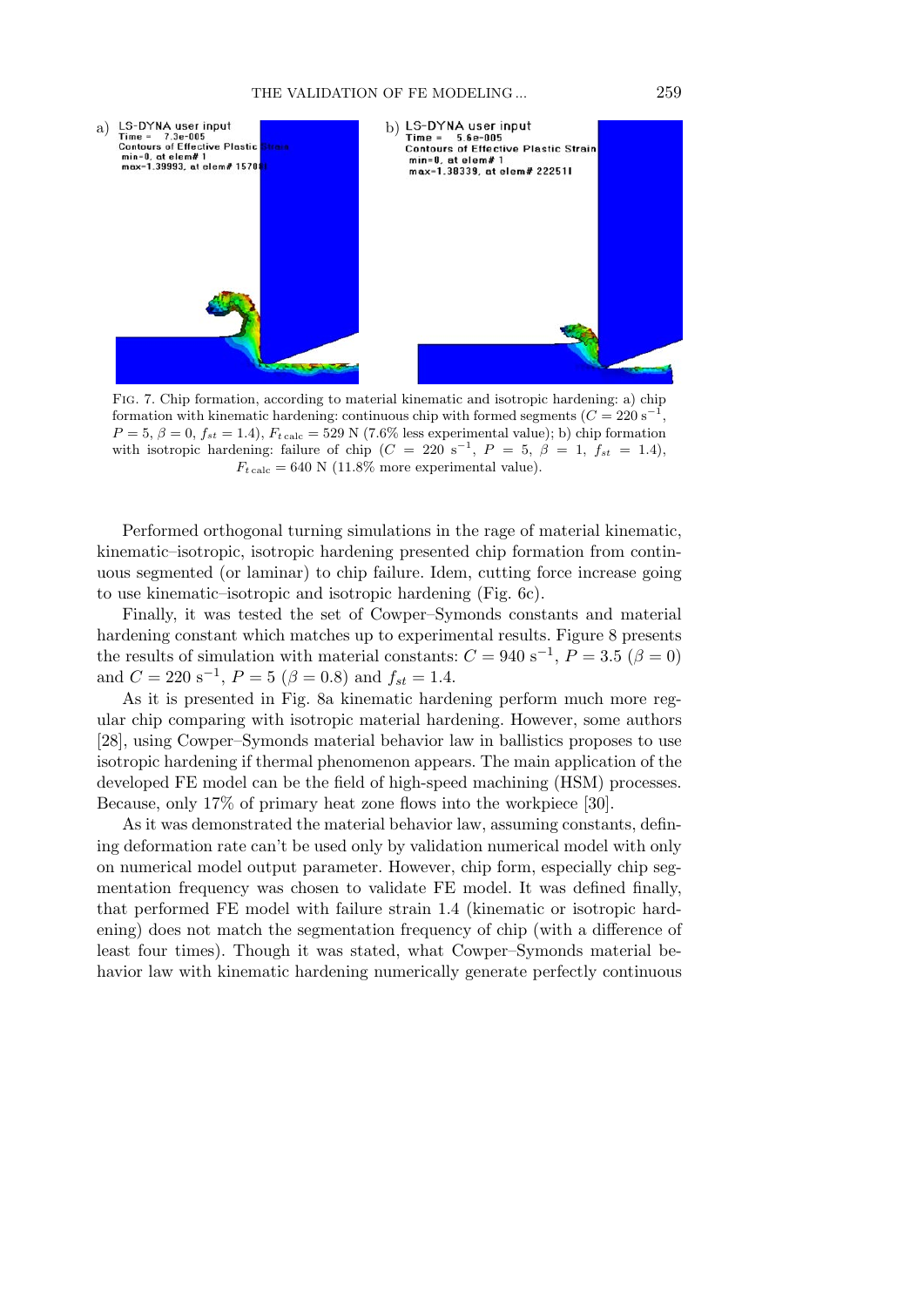Fig. 7. Chip formation, according to material kinematic and isotropic hardening: a) chip formation with kinematic hardening: continuous chip with formed segments ($C = 220\ \mathrm{s}^{-1}$, $P = 5$, $\beta = 0$, $f_{st} = 1.4$), $F_{t\,\mathrm{calc}} = 529$ N (7.6% less experimental value); b) chip formation with isotropic hardening: failure of chip ($C = 220\ \mathrm{s}^{-1}$, $P = 5$, $\beta = 1$, $f_{st} = 1.4$), $F_{t\,\mathrm{calc}} = 640$ N (11.8% more experimental value).

Performed orthogonal turning simulations in the rage of material kinematic, kinematic–isotropic, isotropic hardening presented chip formation from continuous segmented (or laminar) to chip failure. Idem, cutting force increase going to use kinematic–isotropic and isotropic hardening (Fig. 6c).

Finally, it was tested the set of Cowper–Symonds constants and material hardening constant which matches up to experimental results. Figure 8 presents the results of simulation with material constants: $C = 940\ \mathrm{s}^{-1}$, $P = 3.5$ ($\beta = 0$) and $C = 220\ \mathrm{s}^{-1}$, $P = 5$ ($\beta = 0.8$) and $f_{st} = 1.4$.

As it is presented in Fig. 8a kinematic hardening perform much more regular chip comparing with isotropic material hardening. However, some authors [28], using Cowper–Symonds material behavior law in ballistics proposes to use isotropic hardening if thermal phenomenon appears. The main application of the developed FE model can be the field of high-speed machining (HSM) processes. Because, only 17% of primary heat zone flows into the workpiece [30].

As it was demonstrated the material behavior law, assuming constants, defining deformation rate can't be used only by validation numerical model with only on numerical model output parameter. However, chip form, especially chip segmentation frequency was chosen to validate FE model. It was defined finally, that performed FE model with failure strain 1.4 (kinematic or isotropic hardening) does not match the segmentation frequency of chip (with a difference of least four times). Though it was stated, what Cowper–Symonds material behavior law with kinematic hardening numerically generate perfectly continuous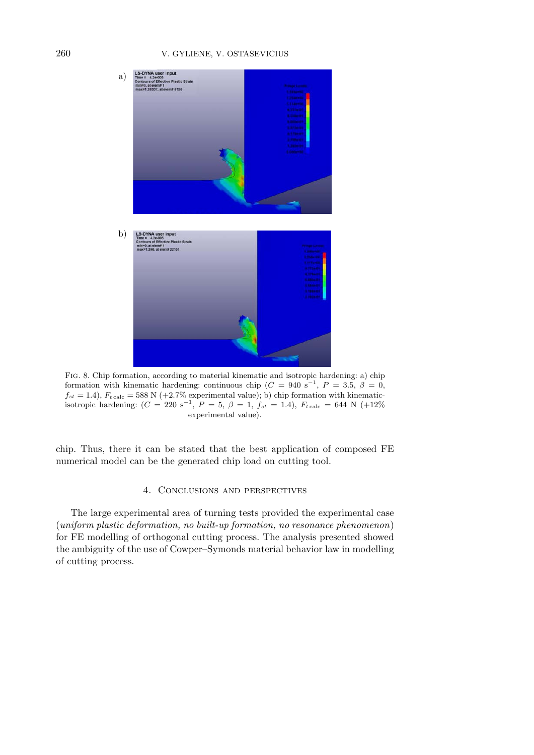a)

b)

Fig. 8. Chip formation, according to material kinematic and isotropic hardening: a) chip formation with kinematic hardening: continuous chip ($C = 940$ s$^{-1}$, $P = 3.5$, $\beta = 0$, $f_{st} = 1.4$), $F_{t\,\mathrm{calc}} = 588$ N (+2.7% experimental value); b) chip formation with kinematic-isotropic hardening: ($C = 220$ s$^{-1}$, $P = 5$, $\beta = 1$, $f_{st} = 1.4$), $F_{t\,\mathrm{calc}} = 644$ N (+12% experimental value).

chip. Thus, there it can be stated that the best application of composed FE numerical model can be the generated chip load on cutting tool.

## 4. Conclusions and perspectives

The large experimental area of turning tests provided the experimental case (*uniform plastic deformation, no built-up formation, no resonance phenomenon*) for FE modelling of orthogonal cutting process. The analysis presented showed the ambiguity of the use of Cowper–Symonds material behavior law in modelling of cutting process.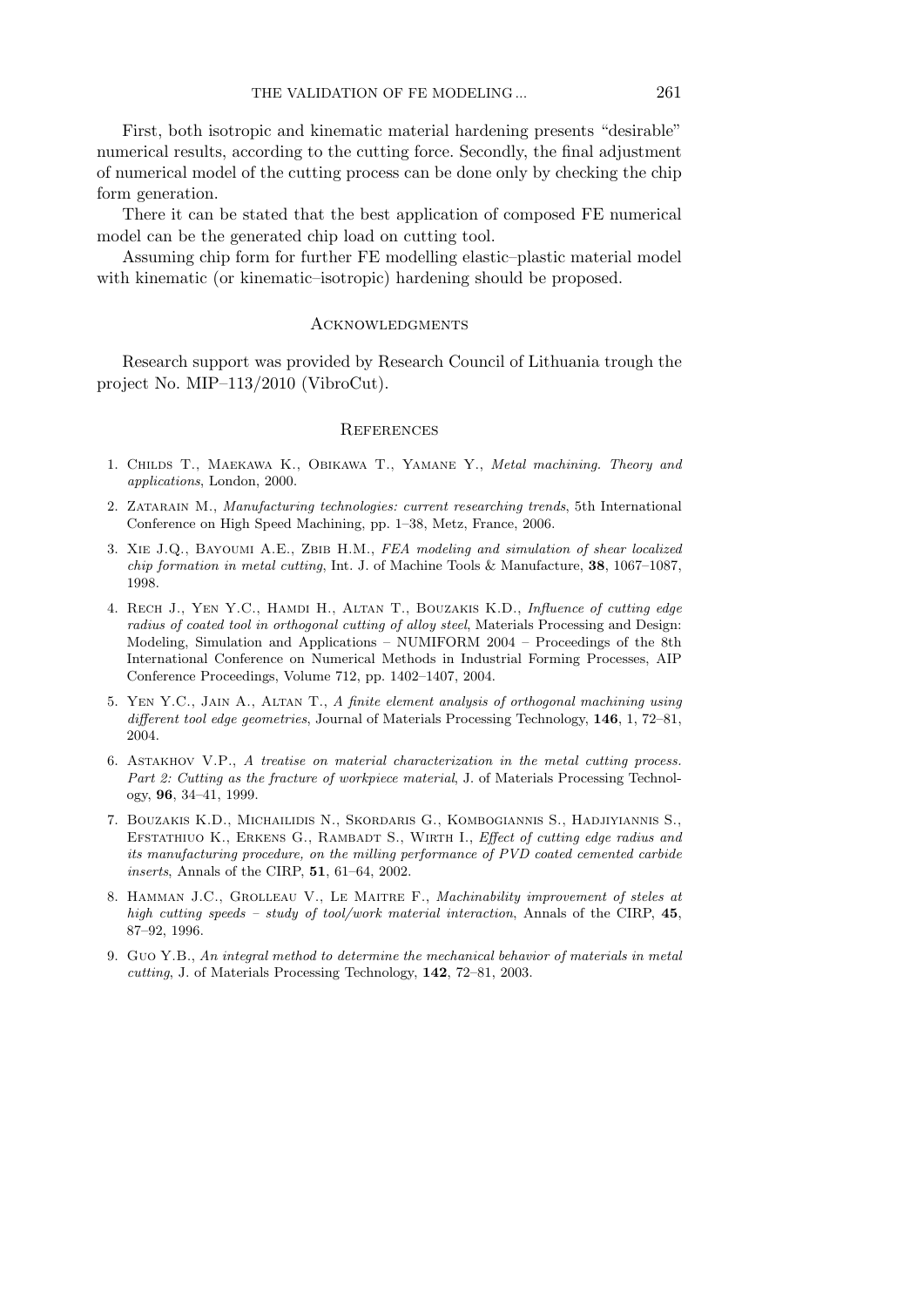First, both isotropic and kinematic material hardening presents "desirable" numerical results, according to the cutting force. Secondly, the final adjustment of numerical model of the cutting process can be done only by checking the chip form generation.

There it can be stated that the best application of composed FE numerical model can be the generated chip load on cutting tool.

Assuming chip form for further FE modelling elastic–plastic material model with kinematic (or kinematic–isotropic) hardening should be proposed.

## Acknowledgments

Research support was provided by Research Council of Lithuania trough the project No. MIP–113/2010 (VibroCut).

## References

1. Childs T., Maekawa K., Obikawa T., Yamane Y., *Metal machining. Theory and applications*, London, 2000.
2. Zatarain M., *Manufacturing technologies: current researching trends*, 5th International Conference on High Speed Machining, pp. 1–38, Metz, France, 2006.
3. Xie J.Q., Bayoumi A.E., Zbib H.M., *FEA modeling and simulation of shear localized chip formation in metal cutting*, Int. J. of Machine Tools & Manufacture, **38**, 1067–1087, 1998.
4. Rech J., Yen Y.C., Hamdi H., Altan T., Bouzakis K.D., *Influence of cutting edge radius of coated tool in orthogonal cutting of alloy steel*, Materials Processing and Design: Modeling, Simulation and Applications – NUMIFORM 2004 – Proceedings of the 8th International Conference on Numerical Methods in Industrial Forming Processes, AIP Conference Proceedings, Volume 712, pp. 1402–1407, 2004.
5. Yen Y.C., Jain A., Altan T., *A finite element analysis of orthogonal machining using different tool edge geometries*, Journal of Materials Processing Technology, **146**, 1, 72–81, 2004.
6. Astakhov V.P., *A treatise on material characterization in the metal cutting process. Part 2: Cutting as the fracture of workpiece material*, J. of Materials Processing Technology, **96**, 34–41, 1999.
7. Bouzakis K.D., Michailidis N., Skordaris G., Kombogiannis S., Hadjiyiannis S., Efstathiuo K., Erkens G., Rambadt S., Wirth I., *Effect of cutting edge radius and its manufacturing procedure, on the milling performance of PVD coated cemented carbide inserts*, Annals of the CIRP, **51**, 61–64, 2002.
8. Hamman J.C., Grolleau V., Le Maitre F., *Machinability improvement of steles at high cutting speeds – study of tool/work material interaction*, Annals of the CIRP, **45**, 87–92, 1996.
9. Guo Y.B., *An integral method to determine the mechanical behavior of materials in metal cutting*, J. of Materials Processing Technology, **142**, 72–81, 2003.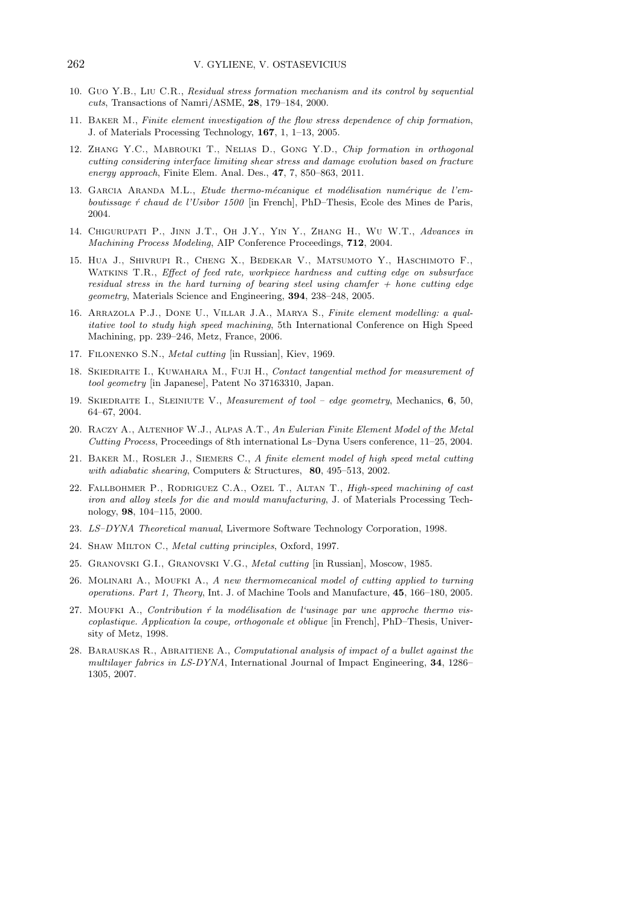10. Guo Y.B., Liu C.R., *Residual stress formation mechanism and its control by sequential cuts*, Transactions of Namri/ASME, **28**, 179–184, 2000.

11. Baker M., *Finite element investigation of the flow stress dependence of chip formation*, J. of Materials Processing Technology, **167**, 1, 1–13, 2005.

12. Zhang Y.C., Mabrouki T., Nelias D., Gong Y.D., *Chip formation in orthogonal cutting considering interface limiting shear stress and damage evolution based on fracture energy approach*, Finite Elem. Anal. Des., **47**, 7, 850–863, 2011.

13. Garcia Aranda M.L., *Etude thermo-mécanique et modélisation numérique de l'emboutissage ŕ chaud de l'Usibor 1500* [in French], PhD–Thesis, Ecole des Mines de Paris, 2004.

14. Chigurupati P., Jinn J.T., Oh J.Y., Yin Y., Zhang H., Wu W.T., *Advances in Machining Process Modeling*, AIP Conference Proceedings, **712**, 2004.

15. Hua J., Shivrupi R., Cheng X., Bedekar V., Matsumoto Y., Haschimoto F., Watkins T.R., *Effect of feed rate, workpiece hardness and cutting edge on subsurface residual stress in the hard turning of bearing steel using chamfer + hone cutting edge geometry*, Materials Science and Engineering, **394**, 238–248, 2005.

16. Arrazola P.J., Done U., Villar J.A., Marya S., *Finite element modelling: a qualitative tool to study high speed machining*, 5th International Conference on High Speed Machining, pp. 239–246, Metz, France, 2006.

17. Filonenko S.N., *Metal cutting* [in Russian], Kiev, 1969.

18. Skiedraite I., Kuwahara M., Fuji H., *Contact tangential method for measurement of tool geometry* [in Japanese], Patent No 37163310, Japan.

19. Skiedraite I., Sleiniute V., *Measurement of tool – edge geometry*, Mechanics, **6**, 50, 64–67, 2004.

20. Raczy A., Altenhof W.J., Alpas A.T., *An Eulerian Finite Element Model of the Metal Cutting Process*, Proceedings of 8th international Ls–Dyna Users conference, 11–25, 2004.

21. Baker M., Rosler J., Siemers C., *A finite element model of high speed metal cutting with adiabatic shearing*, Computers & Structures, **80**, 495–513, 2002.

22. Fallbohmer P., Rodriguez C.A., Ozel T., Altan T., *High-speed machining of cast iron and alloy steels for die and mould manufacturing*, J. of Materials Processing Technology, **98**, 104–115, 2000.

23. *LS–DYNA Theoretical manual*, Livermore Software Technology Corporation, 1998.

24. Shaw Milton C., *Metal cutting principles*, Oxford, 1997.

25. Granovski G.I., Granovski V.G., *Metal cutting* [in Russian], Moscow, 1985.

26. Molinari A., Moufki A., *A new thermomecanical model of cutting applied to turning operations. Part 1, Theory*, Int. J. of Machine Tools and Manufacture, **45**, 166–180, 2005.

27. Moufki A., *Contribution ŕ la modélisation de l'usinage par une approche thermo viscoplastique. Application la coupe, orthogonale et oblique* [in French], PhD–Thesis, University of Metz, 1998.

28. Barauskas R., Abraitiene A., *Computational analysis of impact of a bullet against the multilayer fabrics in LS-DYNA*, International Journal of Impact Engineering, **34**, 1286–1305, 2007.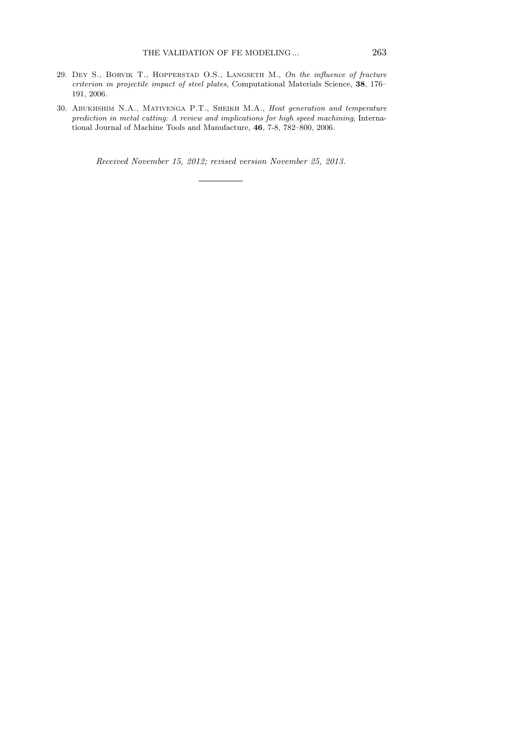29. Dey S., Borvik T., Hopperstad O.S., Langseth M., *On the influence of fracture criterion in projectile impact of steel plates*, Computational Materials Science, **38**, 176–191, 2006.

30. Abukhshim N.A., Mativenga P.T., Sheikh M.A., *Heat generation and temperature prediction in metal cutting: A review and implications for high speed machining*, International Journal of Machine Tools and Manufacture, **46**, 7-8, 782–800, 2006.

*Received November 15, 2012; revised version November 25, 2013.*